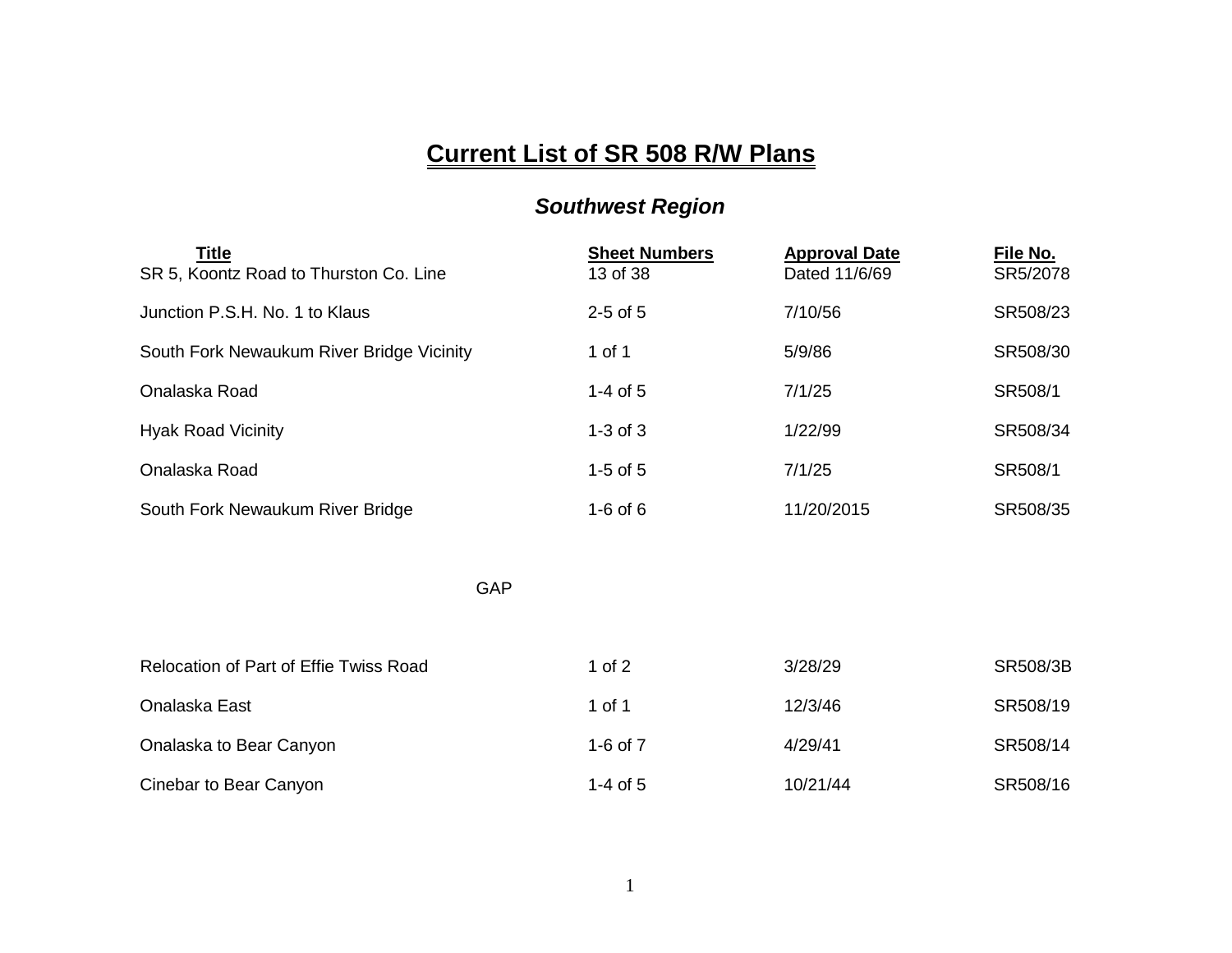# Current List of SR 508 R/W Plans

## *Southwest Region*

| Title | Sheet Numbers | Approval Date | File No. |
|---|---|---|---|
| SR 5, Koontz Road to Thurston Co. Line | 13 of 38 | Dated 11/6/69 | SR5/2078 |
| Junction P.S.H. No. 1 to Klaus | 2-5 of 5 | 7/10/56 | SR508/23 |
| South Fork Newaukum River Bridge Vicinity | 1 of 1 | 5/9/86 | SR508/30 |
| Onalaska Road | 1-4 of 5 | 7/1/25 | SR508/1 |
| Hyak Road Vicinity | 1-3 of 3 | 1/22/99 | SR508/34 |
| Onalaska Road | 1-5 of 5 | 7/1/25 | SR508/1 |
| South Fork Newaukum River Bridge | 1-6 of 6 | 11/20/2015 | SR508/35 |
| GAP | | | |
| Relocation of Part of Effie Twiss Road | 1 of 2 | 3/28/29 | SR508/3B |
| Onalaska East | 1 of 1 | 12/3/46 | SR508/19 |
| Onalaska to Bear Canyon | 1-6 of 7 | 4/29/41 | SR508/14 |
| Cinebar to Bear Canyon | 1-4 of 5 | 10/21/44 | SR508/16 |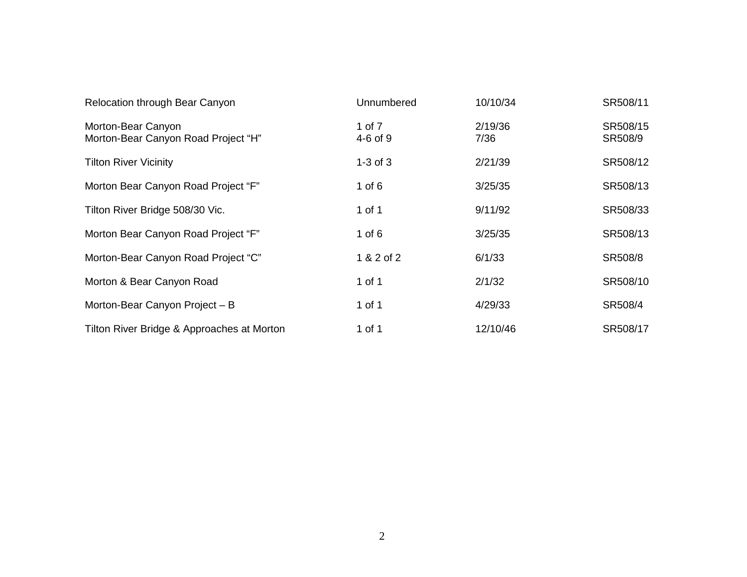| | | | |
|---|---|---|---|
| Relocation through Bear Canyon | Unnumbered | 10/10/34 | SR508/11 |
| Morton-Bear Canyon | 1 of 7 | 2/19/36 | SR508/15 |
| Morton-Bear Canyon Road Project “H” | 4-6 of 9 | 7/36 | SR508/9 |
| Tilton River Vicinity | 1-3 of 3 | 2/21/39 | SR508/12 |
| Morton Bear Canyon Road Project “F” | 1 of 6 | 3/25/35 | SR508/13 |
| Tilton River Bridge 508/30 Vic. | 1 of 1 | 9/11/92 | SR508/33 |
| Morton Bear Canyon Road Project “F” | 1 of 6 | 3/25/35 | SR508/13 |
| Morton-Bear Canyon Road Project “C” | 1 & 2 of 2 | 6/1/33 | SR508/8 |
| Morton & Bear Canyon Road | 1 of 1 | 2/1/32 | SR508/10 |
| Morton-Bear Canyon Project – B | 1 of 1 | 4/29/33 | SR508/4 |
| Tilton River Bridge & Approaches at Morton | 1 of 1 | 12/10/46 | SR508/17 |